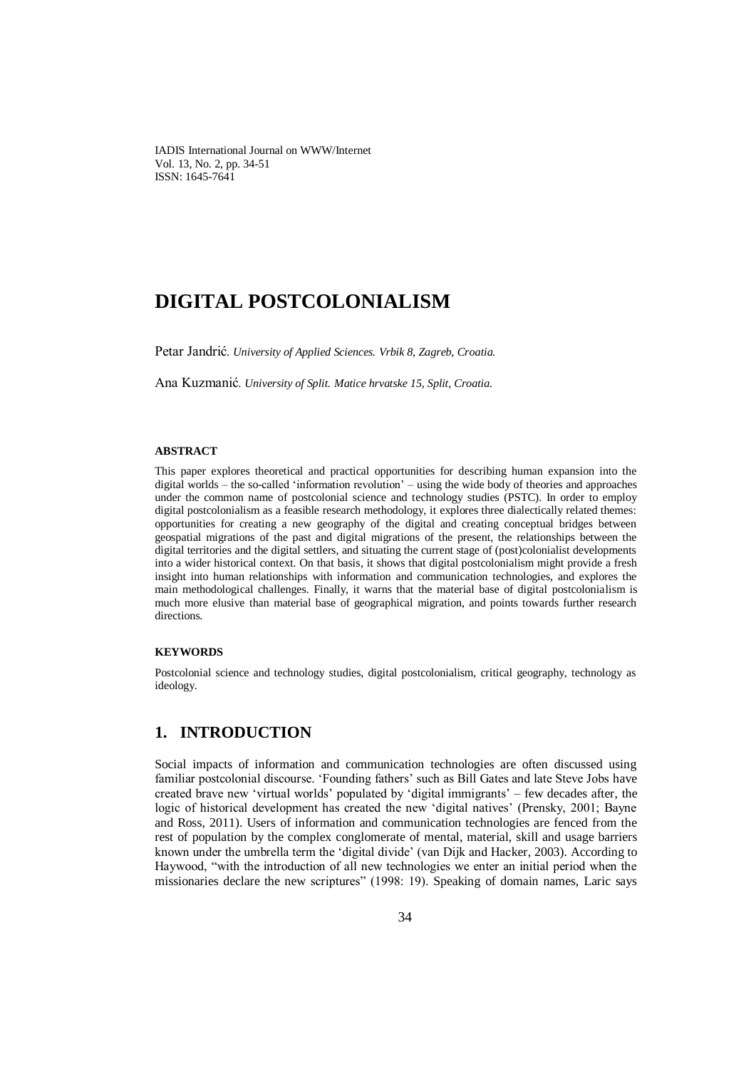# DIGITAL POSTCOLONIALISM

Petar Jandrić. *University of Applied Sciences. Vrbik 8, Zagreb, Croatia.*

Ana Kuzmanić. *University of Split. Matice hrvatske 15, Split, Croatia.*

#### ABSTRACT

This paper explores theoretical and practical opportunities for describing human expansion into the digital worlds – the so-called 'information revolution' – using the wide body of theories and approaches under the common name of postcolonial science and technology studies (PSTC). In order to employ digital postcolonialism as a feasible research methodology, it explores three dialectically related themes: opportunities for creating a new geography of the digital and creating conceptual bridges between geospatial migrations of the past and digital migrations of the present, the relationships between the digital territories and the digital settlers, and situating the current stage of (post)colonialist developments into a wider historical context. On that basis, it shows that digital postcolonialism might provide a fresh insight into human relationships with information and communication technologies, and explores the main methodological challenges. Finally, it warns that the material base of digital postcolonialism is much more elusive than material base of geographical migration, and points towards further research directions.

#### KEYWORDS

Postcolonial science and technology studies, digital postcolonialism, critical geography, technology as ideology.

## 1. INTRODUCTION

Social impacts of information and communication technologies are often discussed using familiar postcolonial discourse. 'Founding fathers' such as Bill Gates and late Steve Jobs have created brave new 'virtual worlds' populated by 'digital immigrants' – few decades after, the logic of historical development has created the new 'digital natives' (Prensky, 2001; Bayne and Ross, 2011). Users of information and communication technologies are fenced from the rest of population by the complex conglomerate of mental, material, skill and usage barriers known under the umbrella term the 'digital divide' (van Dijk and Hacker, 2003). According to Haywood, "with the introduction of all new technologies we enter an initial period when the missionaries declare the new scriptures" (1998: 19). Speaking of domain names, Laric says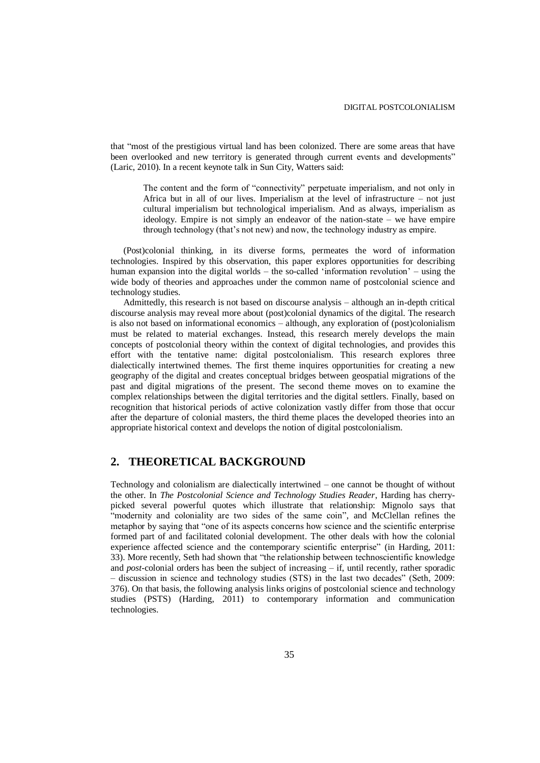that "most of the prestigious virtual land has been colonized. There are some areas that have been overlooked and new territory is generated through current events and developments" (Laric, 2010). In a recent keynote talk in Sun City, Watters said:

> The content and the form of "connectivity" perpetuate imperialism, and not only in Africa but in all of our lives. Imperialism at the level of infrastructure – not just cultural imperialism but technological imperialism. And as always, imperialism as ideology. Empire is not simply an endeavor of the nation-state – we have empire through technology (that's not new) and now, the technology industry as empire.

(Post)colonial thinking, in its diverse forms, permeates the word of information technologies. Inspired by this observation, this paper explores opportunities for describing human expansion into the digital worlds – the so-called 'information revolution' – using the wide body of theories and approaches under the common name of postcolonial science and technology studies.

Admittedly, this research is not based on discourse analysis – although an in-depth critical discourse analysis may reveal more about (post)colonial dynamics of the digital. The research is also not based on informational economics – although, any exploration of (post)colonialism must be related to material exchanges. Instead, this research merely develops the main concepts of postcolonial theory within the context of digital technologies, and provides this effort with the tentative name: digital postcolonialism. This research explores three dialectically intertwined themes. The first theme inquires opportunities for creating a new geography of the digital and creates conceptual bridges between geospatial migrations of the past and digital migrations of the present. The second theme moves on to examine the complex relationships between the digital territories and the digital settlers. Finally, based on recognition that historical periods of active colonization vastly differ from those that occur after the departure of colonial masters, the third theme places the developed theories into an appropriate historical context and develops the notion of digital postcolonialism.

## 2. THEORETICAL BACKGROUND

Technology and colonialism are dialectically intertwined – one cannot be thought of without the other. In *The Postcolonial Science and Technology Studies Reader*, Harding has cherry-picked several powerful quotes which illustrate that relationship: Mignolo says that "modernity and coloniality are two sides of the same coin", and McClellan refines the metaphor by saying that "one of its aspects concerns how science and the scientific enterprise formed part of and facilitated colonial development. The other deals with how the colonial experience affected science and the contemporary scientific enterprise" (in Harding, 2011: 33). More recently, Seth had shown that "the relationship between technoscientific knowledge and *post*-colonial orders has been the subject of increasing – if, until recently, rather sporadic – discussion in science and technology studies (STS) in the last two decades" (Seth, 2009: 376). On that basis, the following analysis links origins of postcolonial science and technology studies (PSTS) (Harding, 2011) to contemporary information and communication technologies.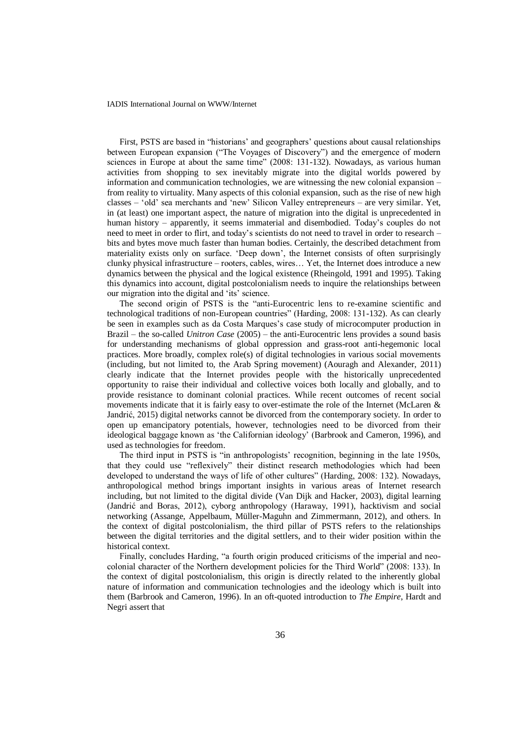First, PSTS are based in "historians' and geographers' questions about causal relationships between European expansion ("The Voyages of Discovery") and the emergence of modern sciences in Europe at about the same time" (2008: 131-132). Nowadays, as various human activities from shopping to sex inevitably migrate into the digital worlds powered by information and communication technologies, we are witnessing the new colonial expansion – from reality to virtuality. Many aspects of this colonial expansion, such as the rise of new high classes – 'old' sea merchants and 'new' Silicon Valley entrepreneurs – are very similar. Yet, in (at least) one important aspect, the nature of migration into the digital is unprecedented in human history – apparently, it seems immaterial and disembodied. Today's couples do not need to meet in order to flirt, and today's scientists do not need to travel in order to research – bits and bytes move much faster than human bodies. Certainly, the described detachment from materiality exists only on surface. 'Deep down', the Internet consists of often surprisingly clunky physical infrastructure – rooters, cables, wires… Yet, the Internet does introduce a new dynamics between the physical and the logical existence (Rheingold, 1991 and 1995). Taking this dynamics into account, digital postcolonialism needs to inquire the relationships between our migration into the digital and 'its' science.

The second origin of PSTS is the "anti-Eurocentric lens to re-examine scientific and technological traditions of non-European countries" (Harding, 2008: 131-132). As can clearly be seen in examples such as da Costa Marques's case study of microcomputer production in Brazil – the so-called *Unitron Case* (2005) – the anti-Eurocentric lens provides a sound basis for understanding mechanisms of global oppression and grass-root anti-hegemonic local practices. More broadly, complex role(s) of digital technologies in various social movements (including, but not limited to, the Arab Spring movement) (Aouragh and Alexander, 2011) clearly indicate that the Internet provides people with the historically unprecedented opportunity to raise their individual and collective voices both locally and globally, and to provide resistance to dominant colonial practices. While recent outcomes of recent social movements indicate that it is fairly easy to over-estimate the role of the Internet (McLaren & Jandrić, 2015) digital networks cannot be divorced from the contemporary society. In order to open up emancipatory potentials, however, technologies need to be divorced from their ideological baggage known as 'the Californian ideology' (Barbrook and Cameron, 1996), and used as technologies for freedom.

The third input in PSTS is "in anthropologists' recognition, beginning in the late 1950s, that they could use "reflexively" their distinct research methodologies which had been developed to understand the ways of life of other cultures" (Harding, 2008: 132). Nowadays, anthropological method brings important insights in various areas of Internet research including, but not limited to the digital divide (Van Dijk and Hacker, 2003), digital learning (Jandrić and Boras, 2012), cyborg anthropology (Haraway, 1991), hacktivism and social networking (Assange, Appelbaum, Müller-Maguhn and Zimmermann, 2012), and others. In the context of digital postcolonialism, the third pillar of PSTS refers to the relationships between the digital territories and the digital settlers, and to their wider position within the historical context.

Finally, concludes Harding, "a fourth origin produced criticisms of the imperial and neo-colonial character of the Northern development policies for the Third World" (2008: 133). In the context of digital postcolonialism, this origin is directly related to the inherently global nature of information and communication technologies and the ideology which is built into them (Barbrook and Cameron, 1996). In an oft-quoted introduction to *The Empire*, Hardt and Negri assert that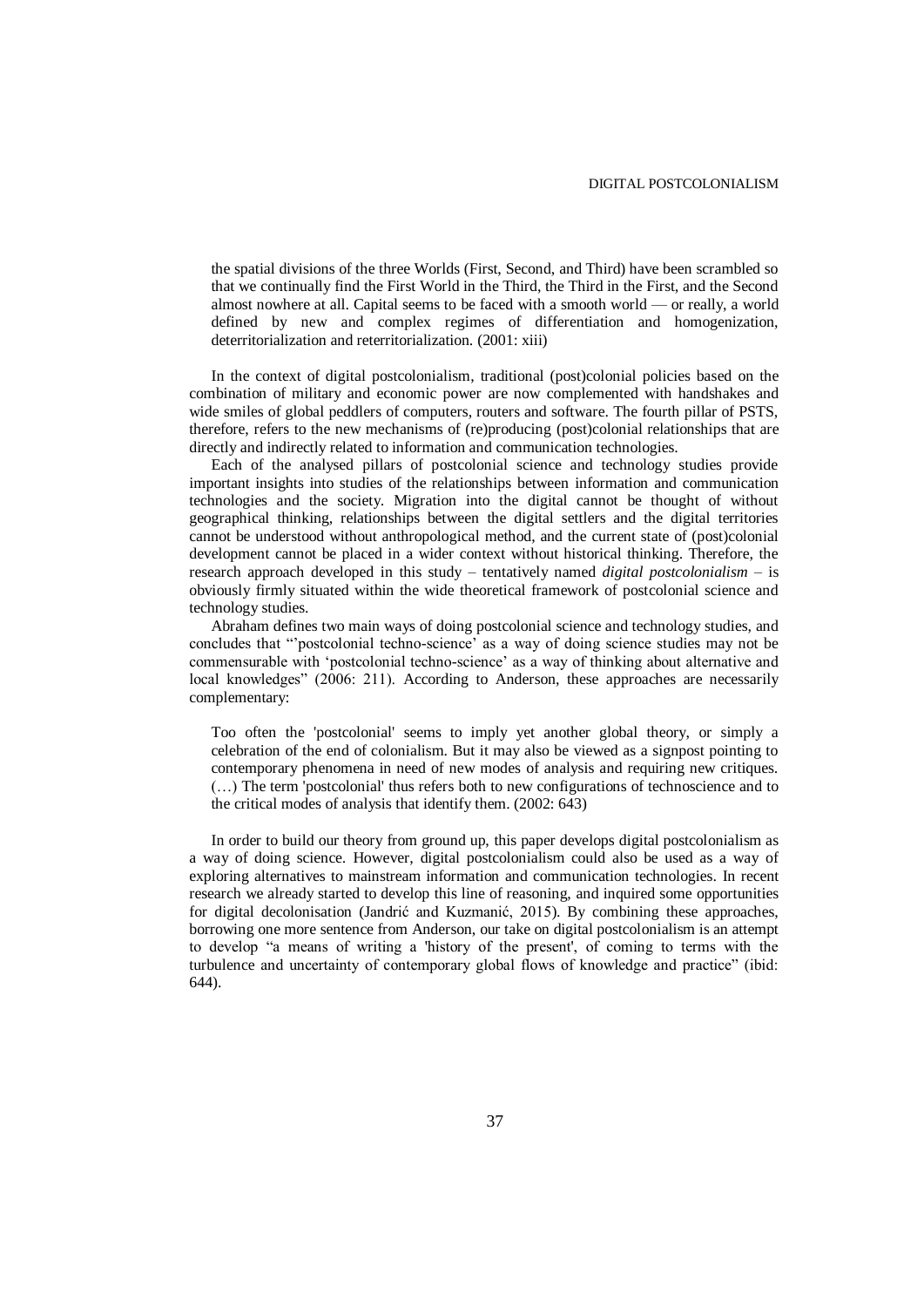> the spatial divisions of the three Worlds (First, Second, and Third) have been scrambled so that we continually find the First World in the Third, the Third in the First, and the Second almost nowhere at all. Capital seems to be faced with a smooth world — or really, a world defined by new and complex regimes of differentiation and homogenization, deterritorialization and reterritorialization. (2001: xiii)

In the context of digital postcolonialism, traditional (post)colonial policies based on the combination of military and economic power are now complemented with handshakes and wide smiles of global peddlers of computers, routers and software. The fourth pillar of PSTS, therefore, refers to the new mechanisms of (re)producing (post)colonial relationships that are directly and indirectly related to information and communication technologies.

Each of the analysed pillars of postcolonial science and technology studies provide important insights into studies of the relationships between information and communication technologies and the society. Migration into the digital cannot be thought of without geographical thinking, relationships between the digital settlers and the digital territories cannot be understood without anthropological method, and the current state of (post)colonial development cannot be placed in a wider context without historical thinking. Therefore, the research approach developed in this study – tentatively named *digital postcolonialism* – is obviously firmly situated within the wide theoretical framework of postcolonial science and technology studies.

Abraham defines two main ways of doing postcolonial science and technology studies, and concludes that "'postcolonial techno-science' as a way of doing science studies may not be commensurable with 'postcolonial techno-science' as a way of thinking about alternative and local knowledges" (2006: 211). According to Anderson, these approaches are necessarily complementary:

> Too often the 'postcolonial' seems to imply yet another global theory, or simply a celebration of the end of colonialism. But it may also be viewed as a signpost pointing to contemporary phenomena in need of new modes of analysis and requiring new critiques. (…) The term 'postcolonial' thus refers both to new configurations of technoscience and to the critical modes of analysis that identify them. (2002: 643)

In order to build our theory from ground up, this paper develops digital postcolonialism as a way of doing science. However, digital postcolonialism could also be used as a way of exploring alternatives to mainstream information and communication technologies. In recent research we already started to develop this line of reasoning, and inquired some opportunities for digital decolonisation (Jandrić and Kuzmanić, 2015). By combining these approaches, borrowing one more sentence from Anderson, our take on digital postcolonialism is an attempt to develop "a means of writing a 'history of the present', of coming to terms with the turbulence and uncertainty of contemporary global flows of knowledge and practice" (ibid: 644).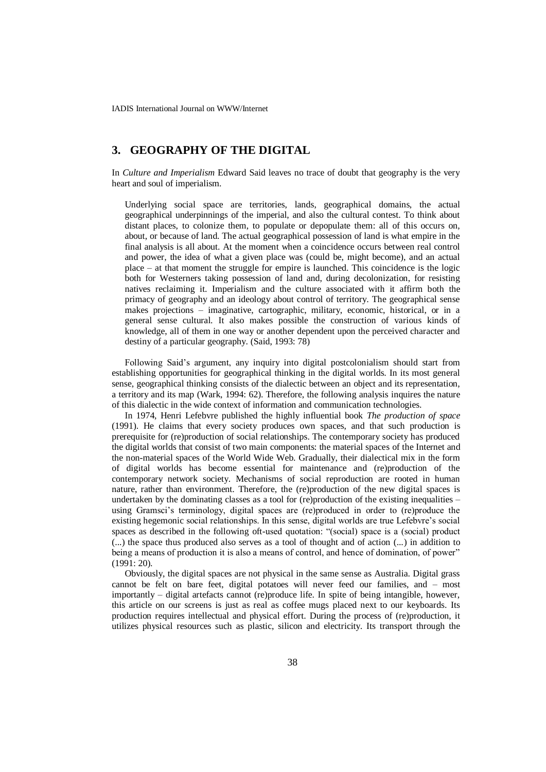## 3. GEOGRAPHY OF THE DIGITAL

In *Culture and Imperialism* Edward Said leaves no trace of doubt that geography is the very heart and soul of imperialism.

> Underlying social space are territories, lands, geographical domains, the actual geographical underpinnings of the imperial, and also the cultural contest. To think about distant places, to colonize them, to populate or depopulate them: all of this occurs on, about, or because of land. The actual geographical possession of land is what empire in the final analysis is all about. At the moment when a coincidence occurs between real control and power, the idea of what a given place was (could be, might become), and an actual place – at that moment the struggle for empire is launched. This coincidence is the logic both for Westerners taking possession of land and, during decolonization, for resisting natives reclaiming it. Imperialism and the culture associated with it affirm both the primacy of geography and an ideology about control of territory. The geographical sense makes projections – imaginative, cartographic, military, economic, historical, or in a general sense cultural. It also makes possible the construction of various kinds of knowledge, all of them in one way or another dependent upon the perceived character and destiny of a particular geography. (Said, 1993: 78)

Following Said's argument, any inquiry into digital postcolonialism should start from establishing opportunities for geographical thinking in the digital worlds. In its most general sense, geographical thinking consists of the dialectic between an object and its representation, a territory and its map (Wark, 1994: 62). Therefore, the following analysis inquires the nature of this dialectic in the wide context of information and communication technologies.

In 1974, Henri Lefebvre published the highly influential book *The production of space* (1991). He claims that every society produces own spaces, and that such production is prerequisite for (re)production of social relationships. The contemporary society has produced the digital worlds that consist of two main components: the material spaces of the Internet and the non-material spaces of the World Wide Web. Gradually, their dialectical mix in the form of digital worlds has become essential for maintenance and (re)production of the contemporary network society. Mechanisms of social reproduction are rooted in human nature, rather than environment. Therefore, the (re)production of the new digital spaces is undertaken by the dominating classes as a tool for (re)production of the existing inequalities – using Gramsci's terminology, digital spaces are (re)produced in order to (re)produce the existing hegemonic social relationships. In this sense, digital worlds are true Lefebvre's social spaces as described in the following oft-used quotation: "(social) space is a (social) product (...) the space thus produced also serves as a tool of thought and of action (...) in addition to being a means of production it is also a means of control, and hence of domination, of power" (1991: 20).

Obviously, the digital spaces are not physical in the same sense as Australia. Digital grass cannot be felt on bare feet, digital potatoes will never feed our families, and – most importantly – digital artefacts cannot (re)produce life. In spite of being intangible, however, this article on our screens is just as real as coffee mugs placed next to our keyboards. Its production requires intellectual and physical effort. During the process of (re)production, it utilizes physical resources such as plastic, silicon and electricity. Its transport through the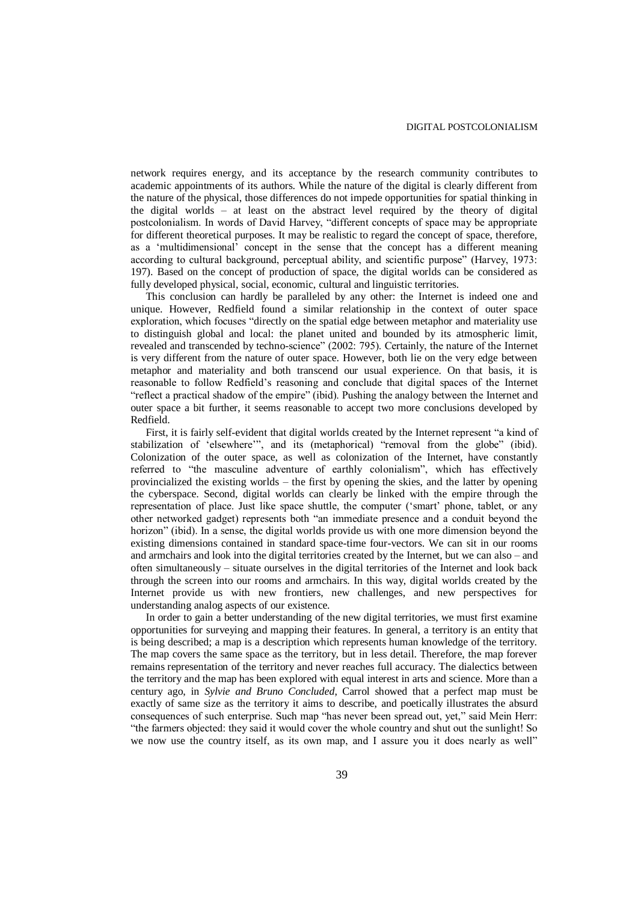network requires energy, and its acceptance by the research community contributes to academic appointments of its authors. While the nature of the digital is clearly different from the nature of the physical, those differences do not impede opportunities for spatial thinking in the digital worlds – at least on the abstract level required by the theory of digital postcolonialism. In words of David Harvey, "different concepts of space may be appropriate for different theoretical purposes. It may be realistic to regard the concept of space, therefore, as a 'multidimensional' concept in the sense that the concept has a different meaning according to cultural background, perceptual ability, and scientific purpose" (Harvey, 1973: 197). Based on the concept of production of space, the digital worlds can be considered as fully developed physical, social, economic, cultural and linguistic territories.

This conclusion can hardly be paralleled by any other: the Internet is indeed one and unique. However, Redfield found a similar relationship in the context of outer space exploration, which focuses "directly on the spatial edge between metaphor and materiality use to distinguish global and local: the planet united and bounded by its atmospheric limit, revealed and transcended by techno-science" (2002: 795). Certainly, the nature of the Internet is very different from the nature of outer space. However, both lie on the very edge between metaphor and materiality and both transcend our usual experience. On that basis, it is reasonable to follow Redfield's reasoning and conclude that digital spaces of the Internet "reflect a practical shadow of the empire" (ibid). Pushing the analogy between the Internet and outer space a bit further, it seems reasonable to accept two more conclusions developed by Redfield.

First, it is fairly self-evident that digital worlds created by the Internet represent "a kind of stabilization of 'elsewhere'", and its (metaphorical) "removal from the globe" (ibid). Colonization of the outer space, as well as colonization of the Internet, have constantly referred to "the masculine adventure of earthly colonialism", which has effectively provincialized the existing worlds – the first by opening the skies, and the latter by opening the cyberspace. Second, digital worlds can clearly be linked with the empire through the representation of place. Just like space shuttle, the computer ('smart' phone, tablet, or any other networked gadget) represents both "an immediate presence and a conduit beyond the horizon" (ibid). In a sense, the digital worlds provide us with one more dimension beyond the existing dimensions contained in standard space-time four-vectors. We can sit in our rooms and armchairs and look into the digital territories created by the Internet, but we can also – and often simultaneously – situate ourselves in the digital territories of the Internet and look back through the screen into our rooms and armchairs. In this way, digital worlds created by the Internet provide us with new frontiers, new challenges, and new perspectives for understanding analog aspects of our existence.

In order to gain a better understanding of the new digital territories, we must first examine opportunities for surveying and mapping their features. In general, a territory is an entity that is being described; a map is a description which represents human knowledge of the territory. The map covers the same space as the territory, but in less detail. Therefore, the map forever remains representation of the territory and never reaches full accuracy. The dialectics between the territory and the map has been explored with equal interest in arts and science. More than a century ago, in *Sylvie and Bruno Concluded*, Carrol showed that a perfect map must be exactly of same size as the territory it aims to describe, and poetically illustrates the absurd consequences of such enterprise. Such map "has never been spread out, yet," said Mein Herr: "the farmers objected: they said it would cover the whole country and shut out the sunlight! So we now use the country itself, as its own map, and I assure you it does nearly as well"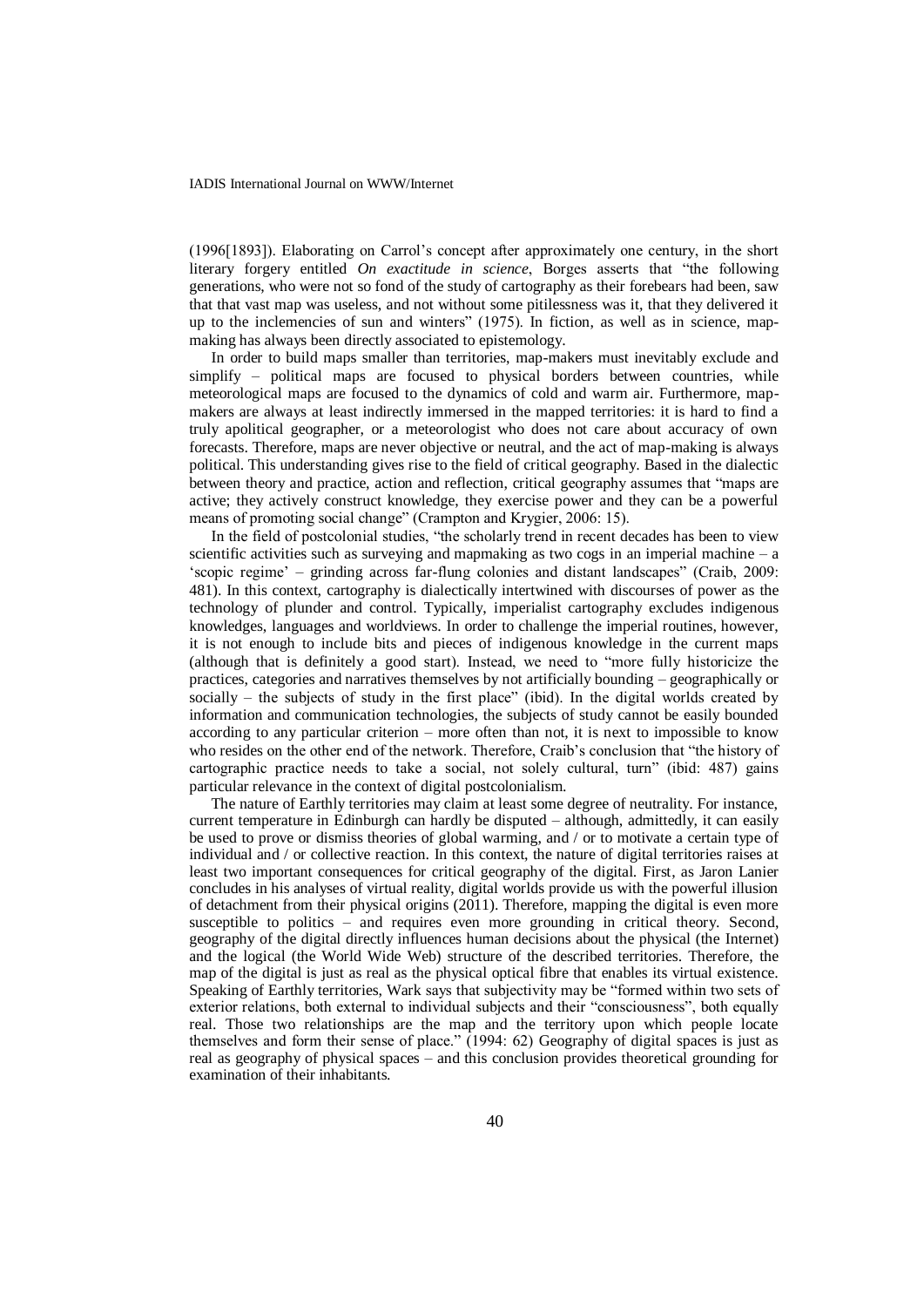(1996[1893]). Elaborating on Carrol's concept after approximately one century, in the short literary forgery entitled *On exactitude in science*, Borges asserts that "the following generations, who were not so fond of the study of cartography as their forebears had been, saw that that vast map was useless, and not without some pitilessness was it, that they delivered it up to the inclemencies of sun and winters" (1975). In fiction, as well as in science, map-making has always been directly associated to epistemology.

In order to build maps smaller than territories, map-makers must inevitably exclude and simplify – political maps are focused to physical borders between countries, while meteorological maps are focused to the dynamics of cold and warm air. Furthermore, map-makers are always at least indirectly immersed in the mapped territories: it is hard to find a truly apolitical geographer, or a meteorologist who does not care about accuracy of own forecasts. Therefore, maps are never objective or neutral, and the act of map-making is always political. This understanding gives rise to the field of critical geography. Based in the dialectic between theory and practice, action and reflection, critical geography assumes that "maps are active; they actively construct knowledge, they exercise power and they can be a powerful means of promoting social change" (Crampton and Krygier, 2006: 15).

In the field of postcolonial studies, "the scholarly trend in recent decades has been to view scientific activities such as surveying and mapmaking as two cogs in an imperial machine – a 'scopic regime' – grinding across far-flung colonies and distant landscapes" (Craib, 2009: 481). In this context, cartography is dialectically intertwined with discourses of power as the technology of plunder and control. Typically, imperialist cartography excludes indigenous knowledges, languages and worldviews. In order to challenge the imperial routines, however, it is not enough to include bits and pieces of indigenous knowledge in the current maps (although that is definitely a good start). Instead, we need to "more fully historicize the practices, categories and narratives themselves by not artificially bounding – geographically or socially – the subjects of study in the first place" (ibid). In the digital worlds created by information and communication technologies, the subjects of study cannot be easily bounded according to any particular criterion – more often than not, it is next to impossible to know who resides on the other end of the network. Therefore, Craib's conclusion that "the history of cartographic practice needs to take a social, not solely cultural, turn" (ibid: 487) gains particular relevance in the context of digital postcolonialism.

The nature of Earthly territories may claim at least some degree of neutrality. For instance, current temperature in Edinburgh can hardly be disputed – although, admittedly, it can easily be used to prove or dismiss theories of global warming, and / or to motivate a certain type of individual and / or collective reaction. In this context, the nature of digital territories raises at least two important consequences for critical geography of the digital. First, as Jaron Lanier concludes in his analyses of virtual reality, digital worlds provide us with the powerful illusion of detachment from their physical origins (2011). Therefore, mapping the digital is even more susceptible to politics – and requires even more grounding in critical theory. Second, geography of the digital directly influences human decisions about the physical (the Internet) and the logical (the World Wide Web) structure of the described territories. Therefore, the map of the digital is just as real as the physical optical fibre that enables its virtual existence. Speaking of Earthly territories, Wark says that subjectivity may be "formed within two sets of exterior relations, both external to individual subjects and their "consciousness", both equally real. Those two relationships are the map and the territory upon which people locate themselves and form their sense of place." (1994: 62) Geography of digital spaces is just as real as geography of physical spaces – and this conclusion provides theoretical grounding for examination of their inhabitants.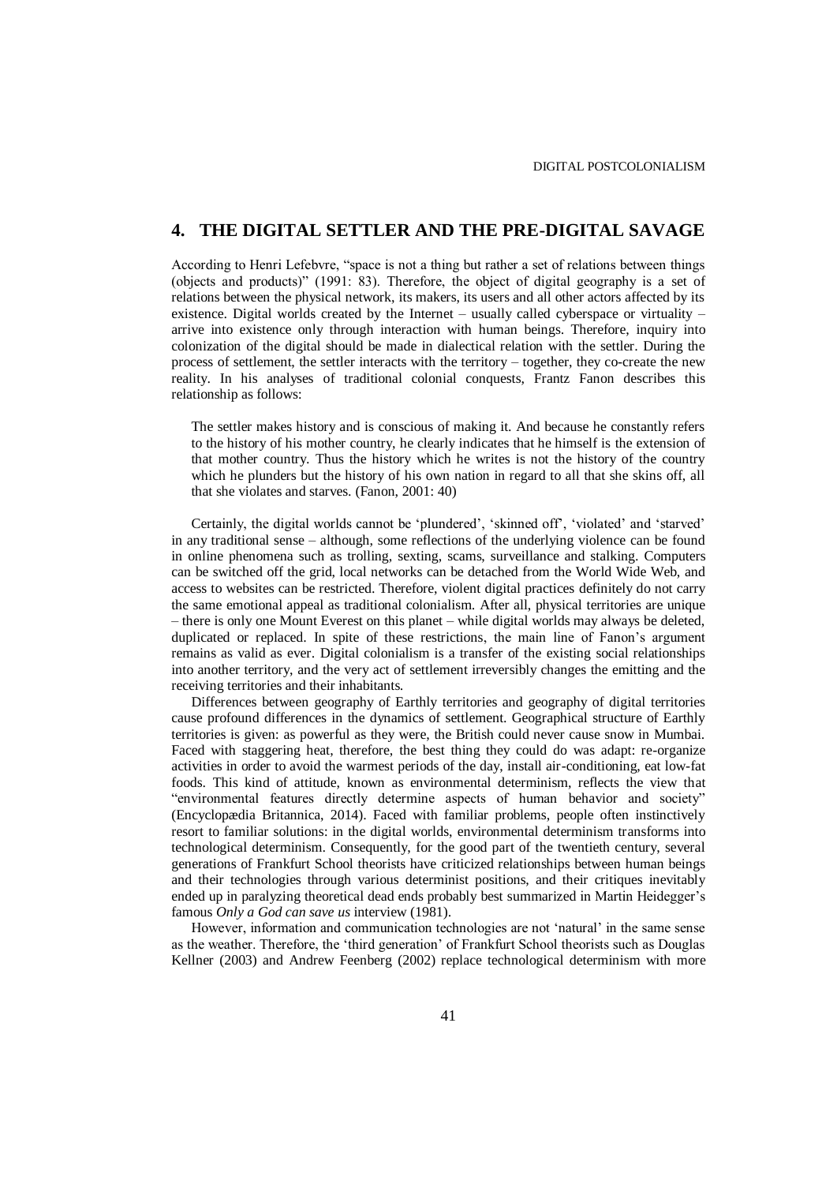## 4. THE DIGITAL SETTLER AND THE PRE-DIGITAL SAVAGE

According to Henri Lefebvre, "space is not a thing but rather a set of relations between things (objects and products)" (1991: 83). Therefore, the object of digital geography is a set of relations between the physical network, its makers, its users and all other actors affected by its existence. Digital worlds created by the Internet – usually called cyberspace or virtuality – arrive into existence only through interaction with human beings. Therefore, inquiry into colonization of the digital should be made in dialectical relation with the settler. During the process of settlement, the settler interacts with the territory – together, they co-create the new reality. In his analyses of traditional colonial conquests, Frantz Fanon describes this relationship as follows:

> The settler makes history and is conscious of making it. And because he constantly refers to the history of his mother country, he clearly indicates that he himself is the extension of that mother country. Thus the history which he writes is not the history of the country which he plunders but the history of his own nation in regard to all that she skins off, all that she violates and starves. (Fanon, 2001: 40)

Certainly, the digital worlds cannot be 'plundered', 'skinned off', 'violated' and 'starved' in any traditional sense – although, some reflections of the underlying violence can be found in online phenomena such as trolling, sexting, scams, surveillance and stalking. Computers can be switched off the grid, local networks can be detached from the World Wide Web, and access to websites can be restricted. Therefore, violent digital practices definitely do not carry the same emotional appeal as traditional colonialism. After all, physical territories are unique – there is only one Mount Everest on this planet – while digital worlds may always be deleted, duplicated or replaced. In spite of these restrictions, the main line of Fanon's argument remains as valid as ever. Digital colonialism is a transfer of the existing social relationships into another territory, and the very act of settlement irreversibly changes the emitting and the receiving territories and their inhabitants.

Differences between geography of Earthly territories and geography of digital territories cause profound differences in the dynamics of settlement. Geographical structure of Earthly territories is given: as powerful as they were, the British could never cause snow in Mumbai. Faced with staggering heat, therefore, the best thing they could do was adapt: re-organize activities in order to avoid the warmest periods of the day, install air-conditioning, eat low-fat foods. This kind of attitude, known as environmental determinism, reflects the view that "environmental features directly determine aspects of human behavior and society" (Encyclopædia Britannica, 2014). Faced with familiar problems, people often instinctively resort to familiar solutions: in the digital worlds, environmental determinism transforms into technological determinism. Consequently, for the good part of the twentieth century, several generations of Frankfurt School theorists have criticized relationships between human beings and their technologies through various determinist positions, and their critiques inevitably ended up in paralyzing theoretical dead ends probably best summarized in Martin Heidegger's famous *Only a God can save us* interview (1981).

However, information and communication technologies are not 'natural' in the same sense as the weather. Therefore, the 'third generation' of Frankfurt School theorists such as Douglas Kellner (2003) and Andrew Feenberg (2002) replace technological determinism with more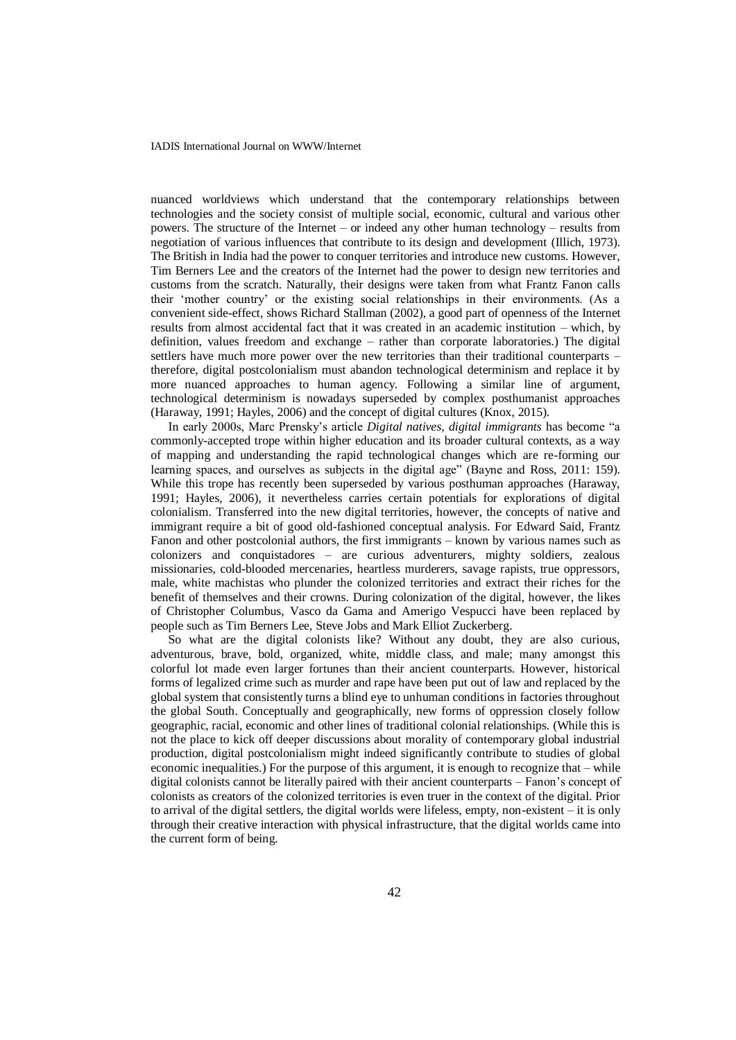nuanced worldviews which understand that the contemporary relationships between technologies and the society consist of multiple social, economic, cultural and various other powers. The structure of the Internet – or indeed any other human technology – results from negotiation of various influences that contribute to its design and development (Illich, 1973). The British in India had the power to conquer territories and introduce new customs. However, Tim Berners Lee and the creators of the Internet had the power to design new territories and customs from the scratch. Naturally, their designs were taken from what Frantz Fanon calls their 'mother country' or the existing social relationships in their environments. (As a convenient side-effect, shows Richard Stallman (2002), a good part of openness of the Internet results from almost accidental fact that it was created in an academic institution – which, by definition, values freedom and exchange – rather than corporate laboratories.) The digital settlers have much more power over the new territories than their traditional counterparts – therefore, digital postcolonialism must abandon technological determinism and replace it by more nuanced approaches to human agency. Following a similar line of argument, technological determinism is nowadays superseded by complex posthumanist approaches (Haraway, 1991; Hayles, 2006) and the concept of digital cultures (Knox, 2015).

In early 2000s, Marc Prensky's article *Digital natives, digital immigrants* has become "a commonly-accepted trope within higher education and its broader cultural contexts, as a way of mapping and understanding the rapid technological changes which are re-forming our learning spaces, and ourselves as subjects in the digital age" (Bayne and Ross, 2011: 159). While this trope has recently been superseded by various posthuman approaches (Haraway, 1991; Hayles, 2006), it nevertheless carries certain potentials for explorations of digital colonialism. Transferred into the new digital territories, however, the concepts of native and immigrant require a bit of good old-fashioned conceptual analysis. For Edward Said, Frantz Fanon and other postcolonial authors, the first immigrants – known by various names such as colonizers and conquistadores – are curious adventurers, mighty soldiers, zealous missionaries, cold-blooded mercenaries, heartless murderers, savage rapists, true oppressors, male, white machistas who plunder the colonized territories and extract their riches for the benefit of themselves and their crowns. During colonization of the digital, however, the likes of Christopher Columbus, Vasco da Gama and Amerigo Vespucci have been replaced by people such as Tim Berners Lee, Steve Jobs and Mark Elliot Zuckerberg.

So what are the digital colonists like? Without any doubt, they are also curious, adventurous, brave, bold, organized, white, middle class, and male; many amongst this colorful lot made even larger fortunes than their ancient counterparts. However, historical forms of legalized crime such as murder and rape have been put out of law and replaced by the global system that consistently turns a blind eye to unhuman conditions in factories throughout the global South. Conceptually and geographically, new forms of oppression closely follow geographic, racial, economic and other lines of traditional colonial relationships. (While this is not the place to kick off deeper discussions about morality of contemporary global industrial production, digital postcolonialism might indeed significantly contribute to studies of global economic inequalities.) For the purpose of this argument, it is enough to recognize that – while digital colonists cannot be literally paired with their ancient counterparts – Fanon's concept of colonists as creators of the colonized territories is even truer in the context of the digital. Prior to arrival of the digital settlers, the digital worlds were lifeless, empty, non-existent – it is only through their creative interaction with physical infrastructure, that the digital worlds came into the current form of being.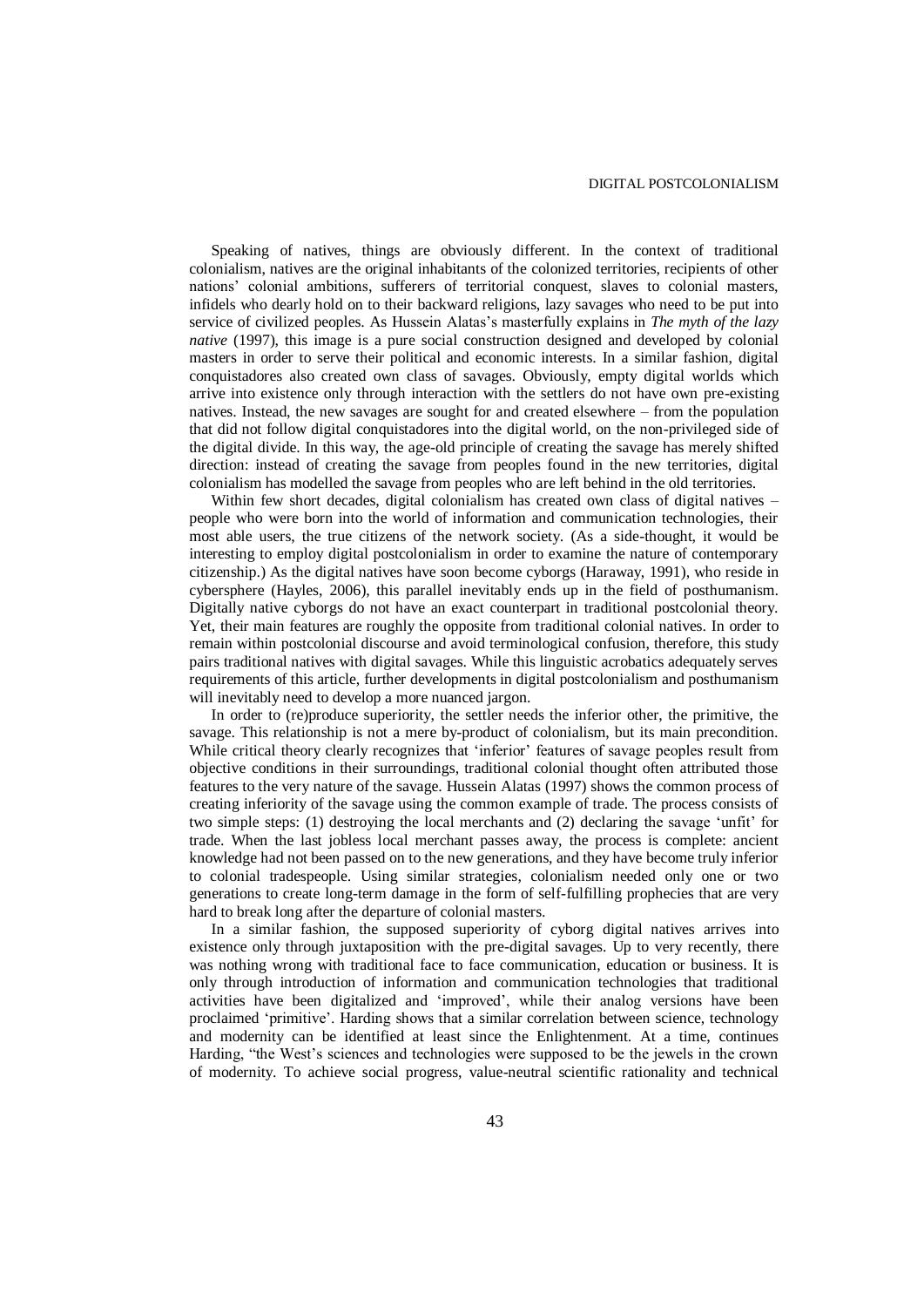Speaking of natives, things are obviously different. In the context of traditional colonialism, natives are the original inhabitants of the colonized territories, recipients of other nations' colonial ambitions, sufferers of territorial conquest, slaves to colonial masters, infidels who dearly hold on to their backward religions, lazy savages who need to be put into service of civilized peoples. As Hussein Alatas's masterfully explains in *The myth of the lazy native* (1997), this image is a pure social construction designed and developed by colonial masters in order to serve their political and economic interests. In a similar fashion, digital conquistadores also created own class of savages. Obviously, empty digital worlds which arrive into existence only through interaction with the settlers do not have own pre-existing natives. Instead, the new savages are sought for and created elsewhere – from the population that did not follow digital conquistadores into the digital world, on the non-privileged side of the digital divide. In this way, the age-old principle of creating the savage has merely shifted direction: instead of creating the savage from peoples found in the new territories, digital colonialism has modelled the savage from peoples who are left behind in the old territories.

Within few short decades, digital colonialism has created own class of digital natives – people who were born into the world of information and communication technologies, their most able users, the true citizens of the network society. (As a side-thought, it would be interesting to employ digital postcolonialism in order to examine the nature of contemporary citizenship.) As the digital natives have soon become cyborgs (Haraway, 1991), who reside in cybersphere (Hayles, 2006), this parallel inevitably ends up in the field of posthumanism. Digitally native cyborgs do not have an exact counterpart in traditional postcolonial theory. Yet, their main features are roughly the opposite from traditional colonial natives. In order to remain within postcolonial discourse and avoid terminological confusion, therefore, this study pairs traditional natives with digital savages. While this linguistic acrobatics adequately serves requirements of this article, further developments in digital postcolonialism and posthumanism will inevitably need to develop a more nuanced jargon.

In order to (re)produce superiority, the settler needs the inferior other, the primitive, the savage. This relationship is not a mere by-product of colonialism, but its main precondition. While critical theory clearly recognizes that 'inferior' features of savage peoples result from objective conditions in their surroundings, traditional colonial thought often attributed those features to the very nature of the savage. Hussein Alatas (1997) shows the common process of creating inferiority of the savage using the common example of trade. The process consists of two simple steps: (1) destroying the local merchants and (2) declaring the savage 'unfit' for trade. When the last jobless local merchant passes away, the process is complete: ancient knowledge had not been passed on to the new generations, and they have become truly inferior to colonial tradespeople. Using similar strategies, colonialism needed only one or two generations to create long-term damage in the form of self-fulfilling prophecies that are very hard to break long after the departure of colonial masters.

In a similar fashion, the supposed superiority of cyborg digital natives arrives into existence only through juxtaposition with the pre-digital savages. Up to very recently, there was nothing wrong with traditional face to face communication, education or business. It is only through introduction of information and communication technologies that traditional activities have been digitalized and 'improved', while their analog versions have been proclaimed 'primitive'. Harding shows that a similar correlation between science, technology and modernity can be identified at least since the Enlightenment. At a time, continues Harding, "the West's sciences and technologies were supposed to be the jewels in the crown of modernity. To achieve social progress, value-neutral scientific rationality and technical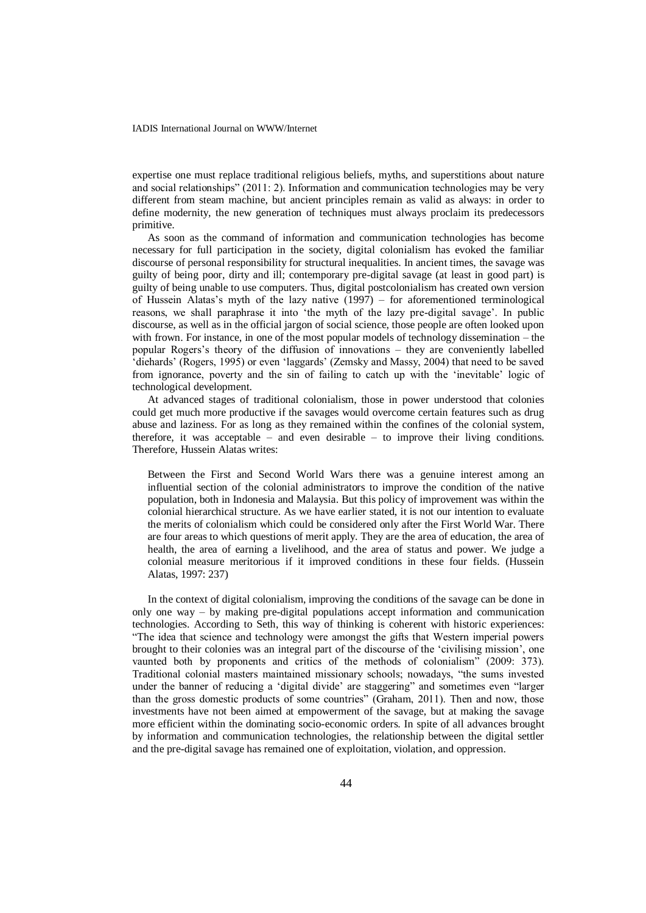expertise one must replace traditional religious beliefs, myths, and superstitions about nature and social relationships" (2011: 2). Information and communication technologies may be very different from steam machine, but ancient principles remain as valid as always: in order to define modernity, the new generation of techniques must always proclaim its predecessors primitive.

As soon as the command of information and communication technologies has become necessary for full participation in the society, digital colonialism has evoked the familiar discourse of personal responsibility for structural inequalities. In ancient times, the savage was guilty of being poor, dirty and ill; contemporary pre-digital savage (at least in good part) is guilty of being unable to use computers. Thus, digital postcolonialism has created own version of Hussein Alatas's myth of the lazy native (1997) – for aforementioned terminological reasons, we shall paraphrase it into 'the myth of the lazy pre-digital savage'. In public discourse, as well as in the official jargon of social science, those people are often looked upon with frown. For instance, in one of the most popular models of technology dissemination – the popular Rogers's theory of the diffusion of innovations – they are conveniently labelled 'diehards' (Rogers, 1995) or even 'laggards' (Zemsky and Massy, 2004) that need to be saved from ignorance, poverty and the sin of failing to catch up with the 'inevitable' logic of technological development.

At advanced stages of traditional colonialism, those in power understood that colonies could get much more productive if the savages would overcome certain features such as drug abuse and laziness. For as long as they remained within the confines of the colonial system, therefore, it was acceptable – and even desirable – to improve their living conditions. Therefore, Hussein Alatas writes:

> Between the First and Second World Wars there was a genuine interest among an influential section of the colonial administrators to improve the condition of the native population, both in Indonesia and Malaysia. But this policy of improvement was within the colonial hierarchical structure. As we have earlier stated, it is not our intention to evaluate the merits of colonialism which could be considered only after the First World War. There are four areas to which questions of merit apply. They are the area of education, the area of health, the area of earning a livelihood, and the area of status and power. We judge a colonial measure meritorious if it improved conditions in these four fields. (Hussein Alatas, 1997: 237)

In the context of digital colonialism, improving the conditions of the savage can be done in only one way – by making pre-digital populations accept information and communication technologies. According to Seth, this way of thinking is coherent with historic experiences: "The idea that science and technology were amongst the gifts that Western imperial powers brought to their colonies was an integral part of the discourse of the 'civilising mission', one vaunted both by proponents and critics of the methods of colonialism" (2009: 373). Traditional colonial masters maintained missionary schools; nowadays, "the sums invested under the banner of reducing a 'digital divide' are staggering" and sometimes even "larger than the gross domestic products of some countries" (Graham, 2011). Then and now, those investments have not been aimed at empowerment of the savage, but at making the savage more efficient within the dominating socio-economic orders. In spite of all advances brought by information and communication technologies, the relationship between the digital settler and the pre-digital savage has remained one of exploitation, violation, and oppression.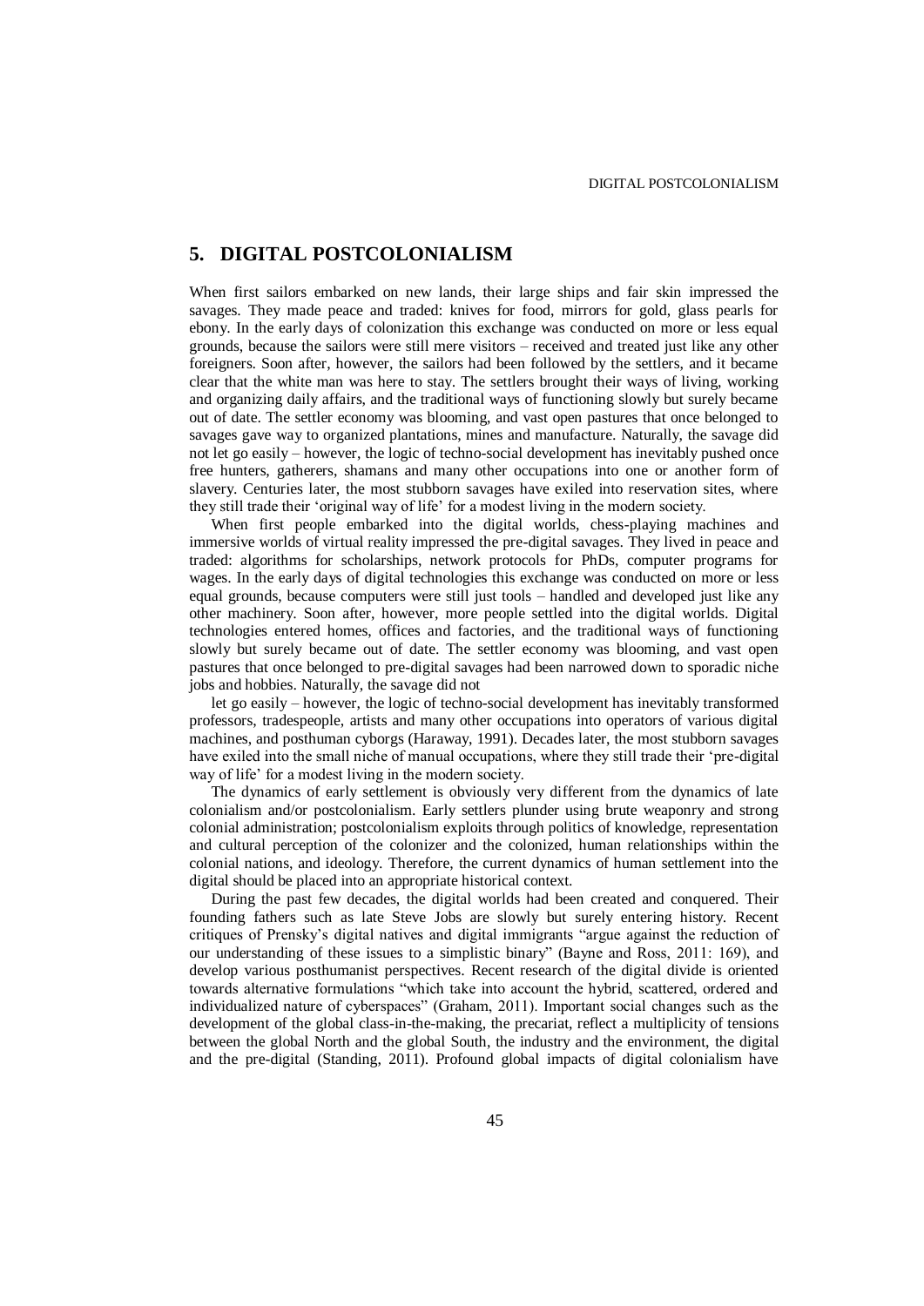## 5. DIGITAL POSTCOLONIALISM

When first sailors embarked on new lands, their large ships and fair skin impressed the savages. They made peace and traded: knives for food, mirrors for gold, glass pearls for ebony. In the early days of colonization this exchange was conducted on more or less equal grounds, because the sailors were still mere visitors – received and treated just like any other foreigners. Soon after, however, the sailors had been followed by the settlers, and it became clear that the white man was here to stay. The settlers brought their ways of living, working and organizing daily affairs, and the traditional ways of functioning slowly but surely became out of date. The settler economy was blooming, and vast open pastures that once belonged to savages gave way to organized plantations, mines and manufacture. Naturally, the savage did not let go easily – however, the logic of techno-social development has inevitably pushed once free hunters, gatherers, shamans and many other occupations into one or another form of slavery. Centuries later, the most stubborn savages have exiled into reservation sites, where they still trade their 'original way of life' for a modest living in the modern society.

When first people embarked into the digital worlds, chess-playing machines and immersive worlds of virtual reality impressed the pre-digital savages. They lived in peace and traded: algorithms for scholarships, network protocols for PhDs, computer programs for wages. In the early days of digital technologies this exchange was conducted on more or less equal grounds, because computers were still just tools – handled and developed just like any other machinery. Soon after, however, more people settled into the digital worlds. Digital technologies entered homes, offices and factories, and the traditional ways of functioning slowly but surely became out of date. The settler economy was blooming, and vast open pastures that once belonged to pre-digital savages had been narrowed down to sporadic niche jobs and hobbies. Naturally, the savage did not let go easily – however, the logic of techno-social development has inevitably transformed professors, tradespeople, artists and many other occupations into operators of various digital machines, and posthuman cyborgs (Haraway, 1991). Decades later, the most stubborn savages have exiled into the small niche of manual occupations, where they still trade their 'pre-digital way of life' for a modest living in the modern society.

The dynamics of early settlement is obviously very different from the dynamics of late colonialism and/or postcolonialism. Early settlers plunder using brute weaponry and strong colonial administration; postcolonialism exploits through politics of knowledge, representation and cultural perception of the colonizer and the colonized, human relationships within the colonial nations, and ideology. Therefore, the current dynamics of human settlement into the digital should be placed into an appropriate historical context.

During the past few decades, the digital worlds had been created and conquered. Their founding fathers such as late Steve Jobs are slowly but surely entering history. Recent critiques of Prensky's digital natives and digital immigrants "argue against the reduction of our understanding of these issues to a simplistic binary" (Bayne and Ross, 2011: 169), and develop various posthumanist perspectives. Recent research of the digital divide is oriented towards alternative formulations "which take into account the hybrid, scattered, ordered and individualized nature of cyberspaces" (Graham, 2011). Important social changes such as the development of the global class-in-the-making, the precariat, reflect a multiplicity of tensions between the global North and the global South, the industry and the environment, the digital and the pre-digital (Standing, 2011). Profound global impacts of digital colonialism have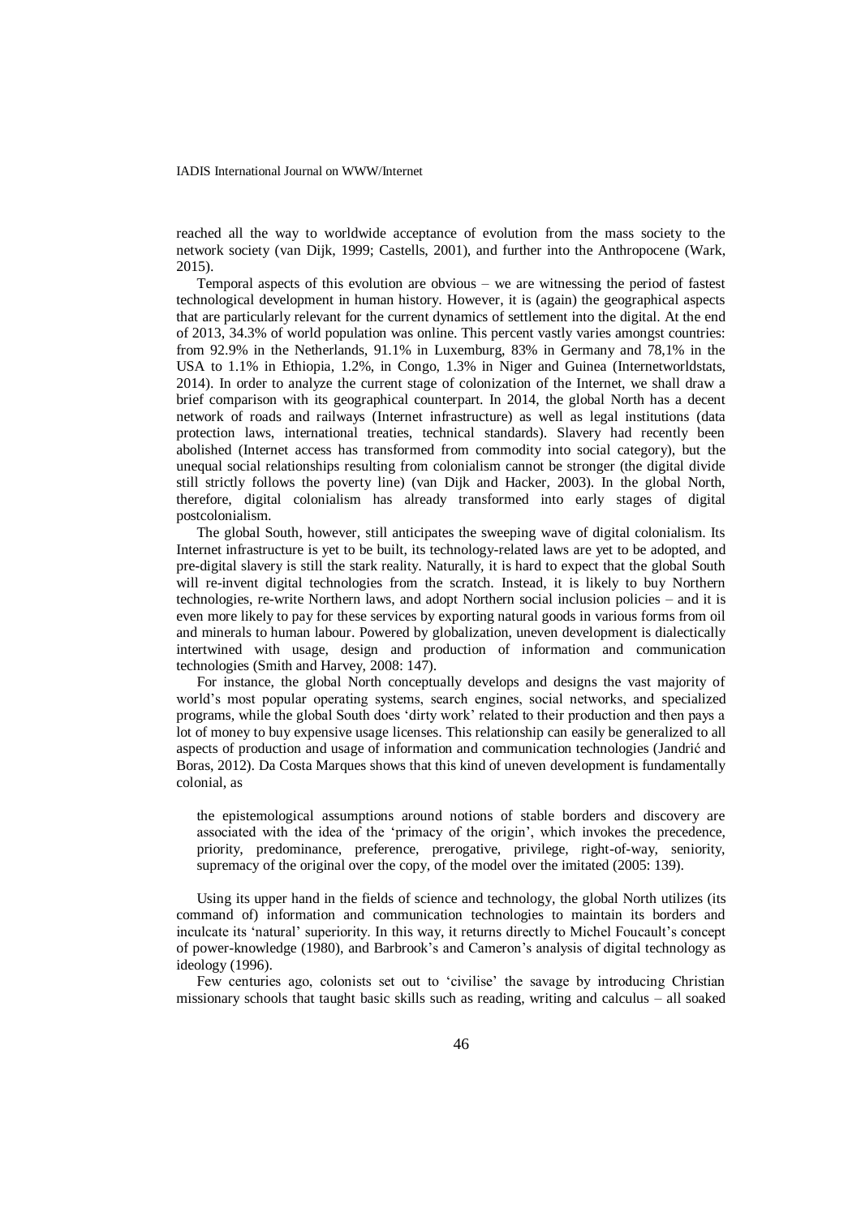reached all the way to worldwide acceptance of evolution from the mass society to the network society (van Dijk, 1999; Castells, 2001), and further into the Anthropocene (Wark, 2015).

Temporal aspects of this evolution are obvious – we are witnessing the period of fastest technological development in human history. However, it is (again) the geographical aspects that are particularly relevant for the current dynamics of settlement into the digital. At the end of 2013, 34.3% of world population was online. This percent vastly varies amongst countries: from 92.9% in the Netherlands, 91.1% in Luxemburg, 83% in Germany and 78,1% in the USA to 1.1% in Ethiopia, 1.2%, in Congo, 1.3% in Niger and Guinea (Internetworldstats, 2014). In order to analyze the current stage of colonization of the Internet, we shall draw a brief comparison with its geographical counterpart. In 2014, the global North has a decent network of roads and railways (Internet infrastructure) as well as legal institutions (data protection laws, international treaties, technical standards). Slavery had recently been abolished (Internet access has transformed from commodity into social category), but the unequal social relationships resulting from colonialism cannot be stronger (the digital divide still strictly follows the poverty line) (van Dijk and Hacker, 2003). In the global North, therefore, digital colonialism has already transformed into early stages of digital postcolonialism.

The global South, however, still anticipates the sweeping wave of digital colonialism. Its Internet infrastructure is yet to be built, its technology-related laws are yet to be adopted, and pre-digital slavery is still the stark reality. Naturally, it is hard to expect that the global South will re-invent digital technologies from the scratch. Instead, it is likely to buy Northern technologies, re-write Northern laws, and adopt Northern social inclusion policies – and it is even more likely to pay for these services by exporting natural goods in various forms from oil and minerals to human labour. Powered by globalization, uneven development is dialectically intertwined with usage, design and production of information and communication technologies (Smith and Harvey, 2008: 147).

For instance, the global North conceptually develops and designs the vast majority of world's most popular operating systems, search engines, social networks, and specialized programs, while the global South does 'dirty work' related to their production and then pays a lot of money to buy expensive usage licenses. This relationship can easily be generalized to all aspects of production and usage of information and communication technologies (Jandrić and Boras, 2012). Da Costa Marques shows that this kind of uneven development is fundamentally colonial, as

> the epistemological assumptions around notions of stable borders and discovery are associated with the idea of the 'primacy of the origin', which invokes the precedence, priority, predominance, preference, prerogative, privilege, right-of-way, seniority, supremacy of the original over the copy, of the model over the imitated (2005: 139).

Using its upper hand in the fields of science and technology, the global North utilizes (its command of) information and communication technologies to maintain its borders and inculcate its 'natural' superiority. In this way, it returns directly to Michel Foucault's concept of power-knowledge (1980), and Barbrook's and Cameron's analysis of digital technology as ideology (1996).

Few centuries ago, colonists set out to 'civilise' the savage by introducing Christian missionary schools that taught basic skills such as reading, writing and calculus – all soaked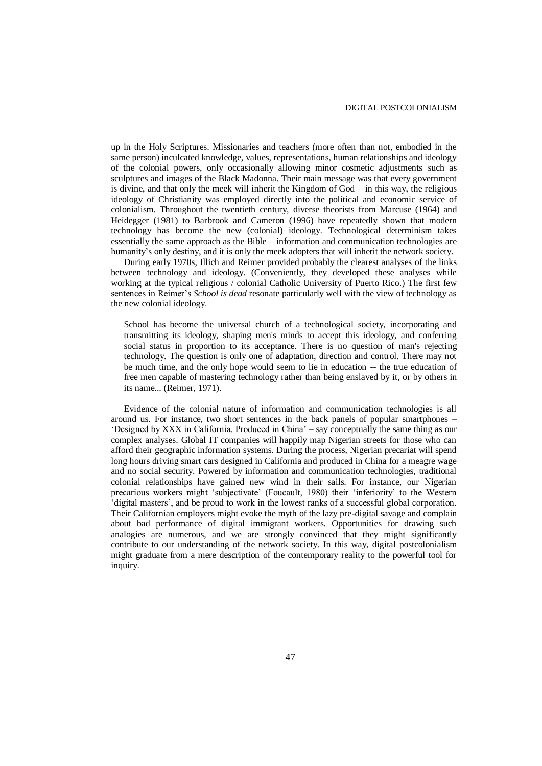up in the Holy Scriptures. Missionaries and teachers (more often than not, embodied in the same person) inculcated knowledge, values, representations, human relationships and ideology of the colonial powers, only occasionally allowing minor cosmetic adjustments such as sculptures and images of the Black Madonna. Their main message was that every government is divine, and that only the meek will inherit the Kingdom of God – in this way, the religious ideology of Christianity was employed directly into the political and economic service of colonialism. Throughout the twentieth century, diverse theorists from Marcuse (1964) and Heidegger (1981) to Barbrook and Cameron (1996) have repeatedly shown that modern technology has become the new (colonial) ideology. Technological determinism takes essentially the same approach as the Bible – information and communication technologies are humanity's only destiny, and it is only the meek adopters that will inherit the network society.

During early 1970s, Illich and Reimer provided probably the clearest analyses of the links between technology and ideology. (Conveniently, they developed these analyses while working at the typical religious / colonial Catholic University of Puerto Rico.) The first few sentences in Reimer's *School is dead* resonate particularly well with the view of technology as the new colonial ideology.

> School has become the universal church of a technological society, incorporating and transmitting its ideology, shaping men's minds to accept this ideology, and conferring social status in proportion to its acceptance. There is no question of man's rejecting technology. The question is only one of adaptation, direction and control. There may not be much time, and the only hope would seem to lie in education -- the true education of free men capable of mastering technology rather than being enslaved by it, or by others in its name... (Reimer, 1971).

Evidence of the colonial nature of information and communication technologies is all around us. For instance, two short sentences in the back panels of popular smartphones – 'Designed by XXX in California. Produced in China' – say conceptually the same thing as our complex analyses. Global IT companies will happily map Nigerian streets for those who can afford their geographic information systems. During the process, Nigerian precariat will spend long hours driving smart cars designed in California and produced in China for a meagre wage and no social security. Powered by information and communication technologies, traditional colonial relationships have gained new wind in their sails. For instance, our Nigerian precarious workers might 'subjectivate' (Foucault, 1980) their 'inferiority' to the Western 'digital masters', and be proud to work in the lowest ranks of a successful global corporation. Their Californian employers might evoke the myth of the lazy pre-digital savage and complain about bad performance of digital immigrant workers. Opportunities for drawing such analogies are numerous, and we are strongly convinced that they might significantly contribute to our understanding of the network society. In this way, digital postcolonialism might graduate from a mere description of the contemporary reality to the powerful tool for inquiry.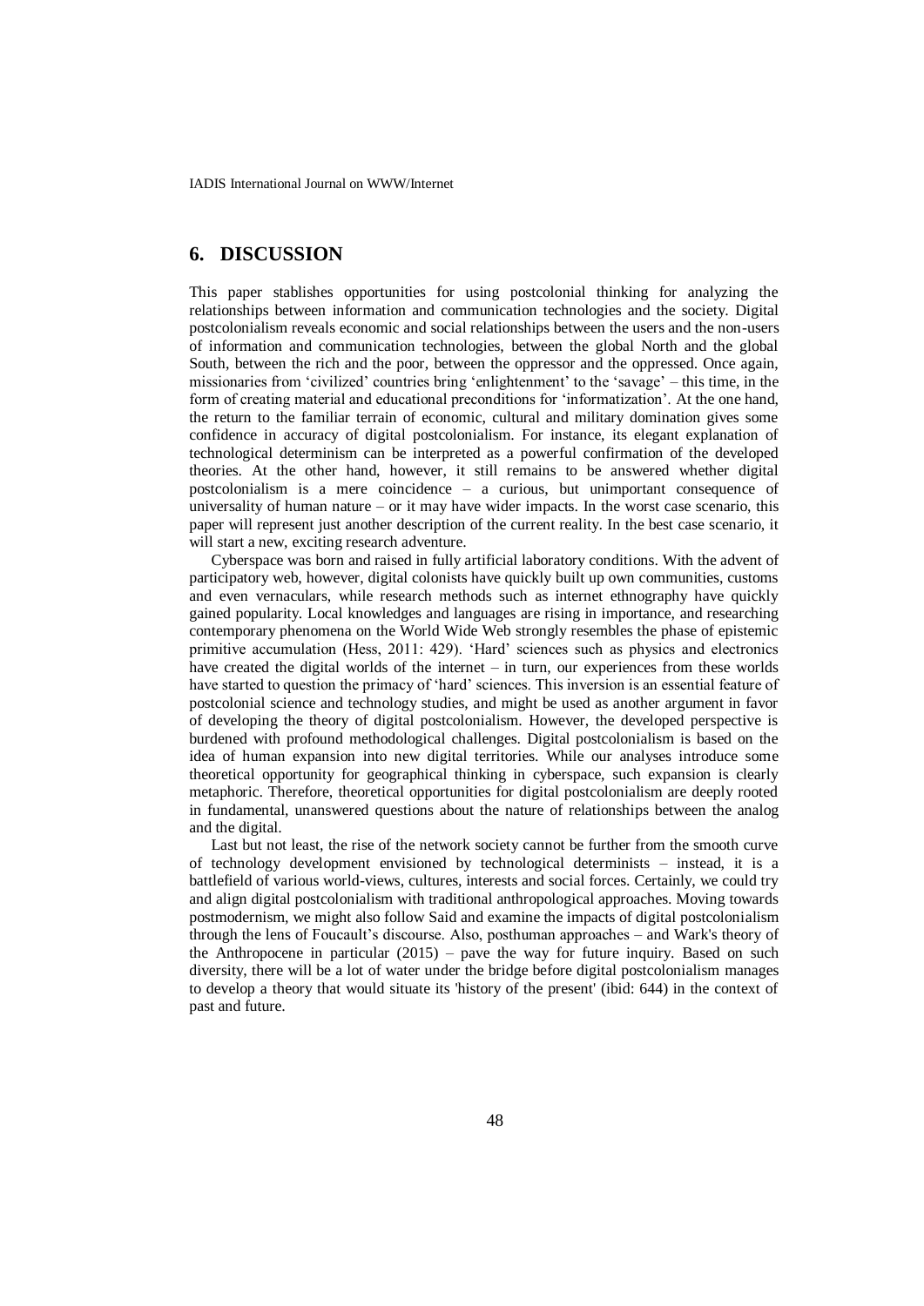## 6. DISCUSSION

This paper stablishes opportunities for using postcolonial thinking for analyzing the relationships between information and communication technologies and the society. Digital postcolonialism reveals economic and social relationships between the users and the non-users of information and communication technologies, between the global North and the global South, between the rich and the poor, between the oppressor and the oppressed. Once again, missionaries from 'civilized' countries bring 'enlightenment' to the 'savage' – this time, in the form of creating material and educational preconditions for 'informatization'. At the one hand, the return to the familiar terrain of economic, cultural and military domination gives some confidence in accuracy of digital postcolonialism. For instance, its elegant explanation of technological determinism can be interpreted as a powerful confirmation of the developed theories. At the other hand, however, it still remains to be answered whether digital postcolonialism is a mere coincidence – a curious, but unimportant consequence of universality of human nature – or it may have wider impacts. In the worst case scenario, this paper will represent just another description of the current reality. In the best case scenario, it will start a new, exciting research adventure.

Cyberspace was born and raised in fully artificial laboratory conditions. With the advent of participatory web, however, digital colonists have quickly built up own communities, customs and even vernaculars, while research methods such as internet ethnography have quickly gained popularity. Local knowledges and languages are rising in importance, and researching contemporary phenomena on the World Wide Web strongly resembles the phase of epistemic primitive accumulation (Hess, 2011: 429). 'Hard' sciences such as physics and electronics have created the digital worlds of the internet – in turn, our experiences from these worlds have started to question the primacy of 'hard' sciences. This inversion is an essential feature of postcolonial science and technology studies, and might be used as another argument in favor of developing the theory of digital postcolonialism. However, the developed perspective is burdened with profound methodological challenges. Digital postcolonialism is based on the idea of human expansion into new digital territories. While our analyses introduce some theoretical opportunity for geographical thinking in cyberspace, such expansion is clearly metaphoric. Therefore, theoretical opportunities for digital postcolonialism are deeply rooted in fundamental, unanswered questions about the nature of relationships between the analog and the digital.

Last but not least, the rise of the network society cannot be further from the smooth curve of technology development envisioned by technological determinists – instead, it is a battlefield of various world-views, cultures, interests and social forces. Certainly, we could try and align digital postcolonialism with traditional anthropological approaches. Moving towards postmodernism, we might also follow Said and examine the impacts of digital postcolonialism through the lens of Foucault's discourse. Also, posthuman approaches – and Wark's theory of the Anthropocene in particular (2015) – pave the way for future inquiry. Based on such diversity, there will be a lot of water under the bridge before digital postcolonialism manages to develop a theory that would situate its 'history of the present' (ibid: 644) in the context of past and future.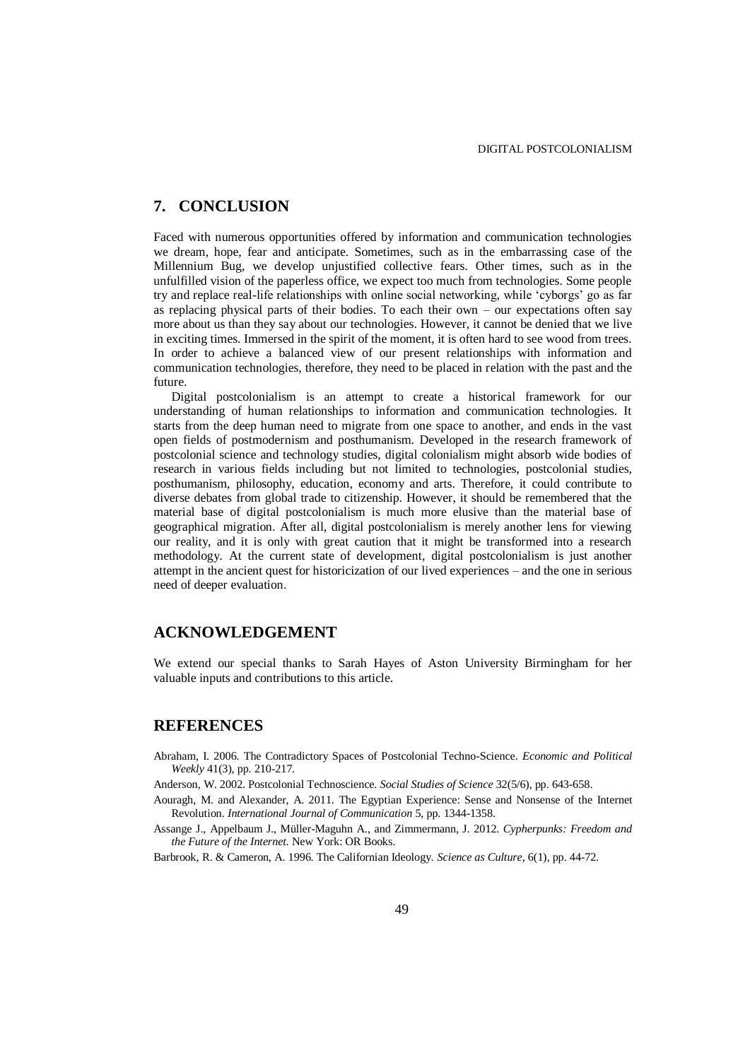## 7. CONCLUSION

Faced with numerous opportunities offered by information and communication technologies we dream, hope, fear and anticipate. Sometimes, such as in the embarrassing case of the Millennium Bug, we develop unjustified collective fears. Other times, such as in the unfulfilled vision of the paperless office, we expect too much from technologies. Some people try and replace real-life relationships with online social networking, while 'cyborgs' go as far as replacing physical parts of their bodies. To each their own – our expectations often say more about us than they say about our technologies. However, it cannot be denied that we live in exciting times. Immersed in the spirit of the moment, it is often hard to see wood from trees. In order to achieve a balanced view of our present relationships with information and communication technologies, therefore, they need to be placed in relation with the past and the future.

Digital postcolonialism is an attempt to create a historical framework for our understanding of human relationships to information and communication technologies. It starts from the deep human need to migrate from one space to another, and ends in the vast open fields of postmodernism and posthumanism. Developed in the research framework of postcolonial science and technology studies, digital colonialism might absorb wide bodies of research in various fields including but not limited to technologies, postcolonial studies, posthumanism, philosophy, education, economy and arts. Therefore, it could contribute to diverse debates from global trade to citizenship. However, it should be remembered that the material base of digital postcolonialism is much more elusive than the material base of geographical migration. After all, digital postcolonialism is merely another lens for viewing our reality, and it is only with great caution that it might be transformed into a research methodology. At the current state of development, digital postcolonialism is just another attempt in the ancient quest for historicization of our lived experiences – and the one in serious need of deeper evaluation.

## ACKNOWLEDGEMENT

We extend our special thanks to Sarah Hayes of Aston University Birmingham for her valuable inputs and contributions to this article.

## REFERENCES

Abraham, I. 2006. The Contradictory Spaces of Postcolonial Techno-Science. *Economic and Political Weekly* 41(3), pp. 210-217.

Anderson, W. 2002. Postcolonial Technoscience. *Social Studies of Science* 32(5/6), pp. 643-658.

Aouragh, M. and Alexander, A. 2011. The Egyptian Experience: Sense and Nonsense of the Internet Revolution. *International Journal of Communication* 5, pp. 1344-1358.

Assange J., Appelbaum J., Müller-Maguhn A., and Zimmermann, J. 2012. *Cypherpunks: Freedom and the Future of the Internet.* New York: OR Books.

Barbrook, R. & Cameron, A. 1996. The Californian Ideology. *Science as Culture*, 6(1), pp. 44-72.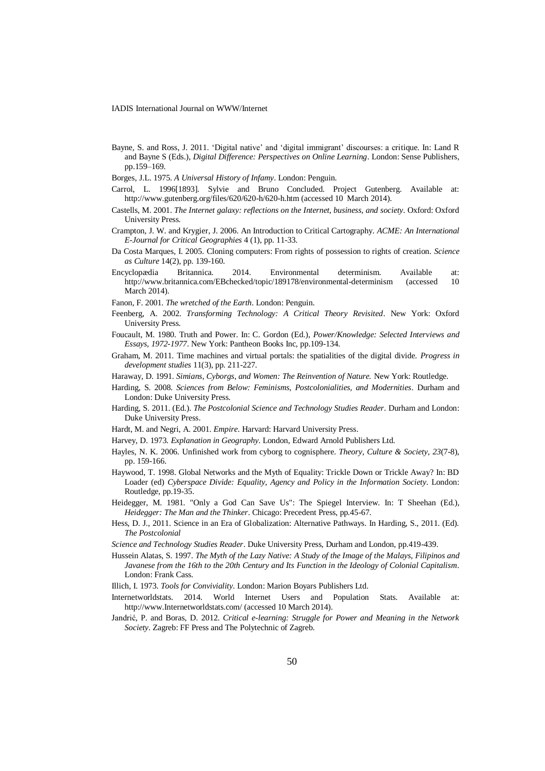Bayne, S. and Ross, J. 2011. 'Digital native' and 'digital immigrant' discourses: a critique. In: Land R and Bayne S (Eds.), *Digital Difference: Perspectives on Online Learning*. London: Sense Publishers, pp.159–169.

Borges, J.L. 1975. *A Universal History of Infamy*. London: Penguin.

Carrol, L. 1996[1893]. Sylvie and Bruno Concluded. Project Gutenberg. Available at: http://www.gutenberg.org/files/620/620-h/620-h.htm (accessed 10 March 2014).

Castells, M. 2001. *The Internet galaxy: reflections on the Internet, business, and society*. Oxford: Oxford University Press.

Crampton, J. W. and Krygier, J. 2006. An Introduction to Critical Cartography. *ACME: An International E-Journal for Critical Geographies* 4 (1), pp. 11-33.

Da Costa Marques, I. 2005. Cloning computers: From rights of possession to rights of creation. *Science as Culture* 14(2), pp. 139-160.

Encyclopædia Britannica. 2014. Environmental determinism. Available at: http://www.britannica.com/EBchecked/topic/189178/environmental-determinism (accessed 10 March 2014).

Fanon, F. 2001. *The wretched of the Earth*. London: Penguin.

Feenberg, A. 2002. *Transforming Technology: A Critical Theory Revisited*. New York: Oxford University Press.

Foucault, M. 1980. Truth and Power. In: C. Gordon (Ed.), *Power/Knowledge: Selected Interviews and Essays, 1972-1977*. New York: Pantheon Books Inc, pp.109-134.

Graham, M. 2011. Time machines and virtual portals: the spatialities of the digital divide. *Progress in development studies* 11(3), pp. 211-227.

Haraway, D. 1991. *Simians, Cyborgs, and Women: The Reinvention of Nature.* New York: Routledge.

Harding, S. 2008. *Sciences from Below: Feminisms, Postcolonialities, and Modernities*. Durham and London: Duke University Press.

Harding, S. 2011. (Ed.). *The Postcolonial Science and Technology Studies Reader*. Durham and London: Duke University Press.

Hardt, M. and Negri, A. 2001. *Empire*. Harvard: Harvard University Press.

Harvey, D. 1973. *Explanation in Geography*. London, Edward Arnold Publishers Ltd.

Hayles, N. K. 2006. Unfinished work from cyborg to cognisphere. *Theory, Culture & Society*, *23*(7-8), pp. 159-166.

Haywood, T. 1998. Global Networks and the Myth of Equality: Trickle Down or Trickle Away? In: BD Loader (ed) *Cyberspace Divide: Equality, Agency and Policy in the Information Society*. London: Routledge, pp.19-35.

Heidegger, M. 1981. "Only a God Can Save Us": The Spiegel Interview. In: T Sheehan (Ed.), *Heidegger: The Man and the Thinker*. Chicago: Precedent Press, pp.45-67.

Hess, D. J., 2011. Science in an Era of Globalization: Alternative Pathways. In Harding, S., 2011. (Ed). *The Postcolonial*

*Science and Technology Studies Reader*. Duke University Press, Durham and London, pp.419-439.

Hussein Alatas, S. 1997. *The Myth of the Lazy Native: A Study of the Image of the Malays, Filipinos and Javanese from the 16th to the 20th Century and Its Function in the Ideology of Colonial Capitalism*. London: Frank Cass.

Illich, I. 1973. *Tools for Conviviality*. London: Marion Boyars Publishers Ltd.

Internetworldstats. 2014. World Internet Users and Population Stats. Available at: http://www.Internetworldstats.com/ (accessed 10 March 2014).

Jandrić, P. and Boras, D. 2012. *Critical e-learning: Struggle for Power and Meaning in the Network Society*. Zagreb: FF Press and The Polytechnic of Zagreb.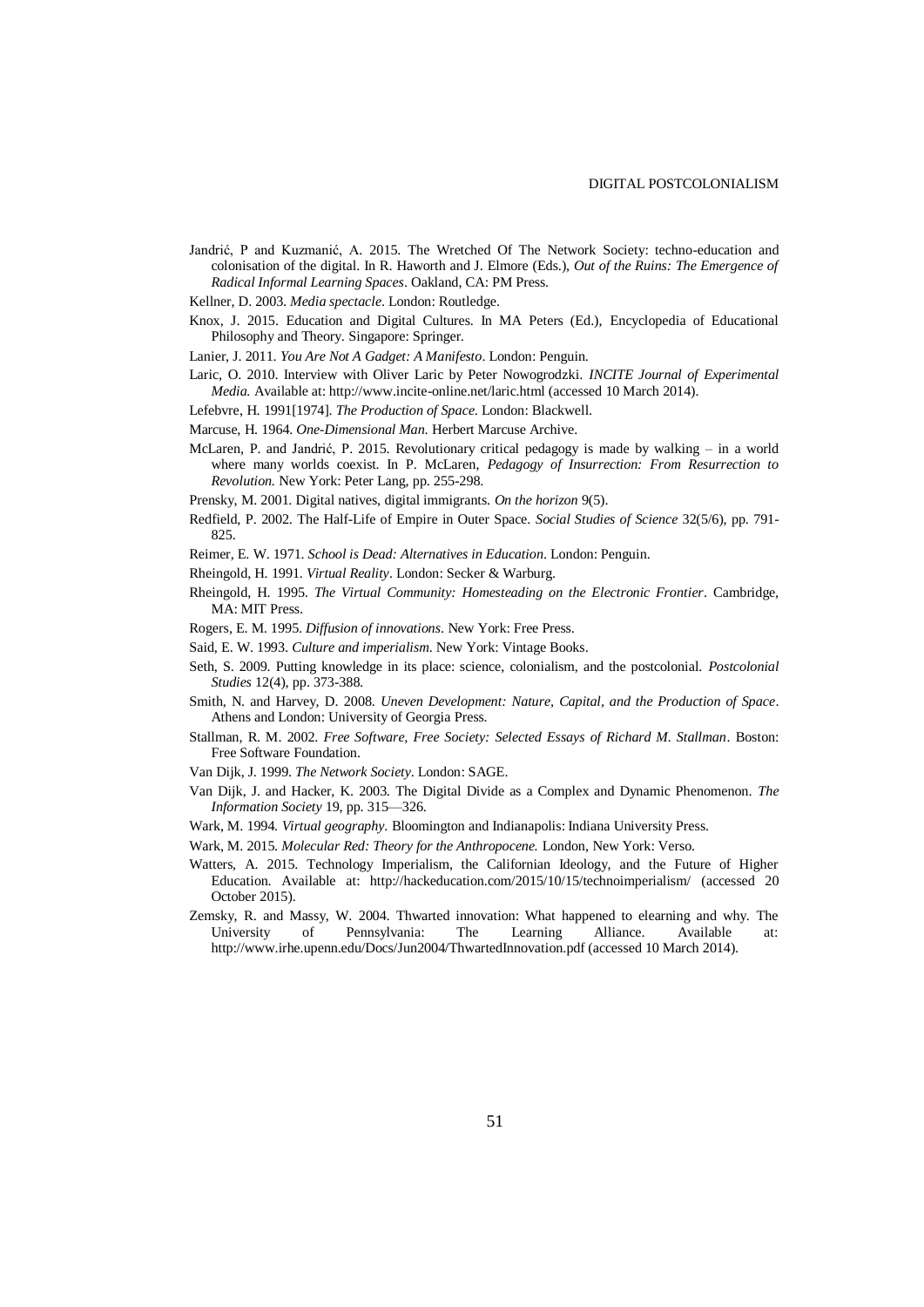Jandrić, P and Kuzmanić, A. 2015. The Wretched Of The Network Society: techno-education and colonisation of the digital. In R. Haworth and J. Elmore (Eds.), *Out of the Ruins: The Emergence of Radical Informal Learning Spaces*. Oakland, CA: PM Press.

Kellner, D. 2003. *Media spectacle*. London: Routledge.

Knox, J. 2015. Education and Digital Cultures. In MA Peters (Ed.), Encyclopedia of Educational Philosophy and Theory. Singapore: Springer.

Lanier, J. 2011. *You Are Not A Gadget: A Manifesto*. London: Penguin.

Laric, O. 2010. Interview with Oliver Laric by Peter Nowogrodzki. *INCITE Journal of Experimental Media.* Available at: http://www.incite-online.net/laric.html (accessed 10 March 2014).

Lefebvre, H. 1991[1974]. *The Production of Space*. London: Blackwell.

Marcuse, H. 1964. *One-Dimensional Man*. Herbert Marcuse Archive.

McLaren, P. and Jandrić, P. 2015. Revolutionary critical pedagogy is made by walking – in a world where many worlds coexist. In P. McLaren, *Pedagogy of Insurrection: From Resurrection to Revolution.* New York: Peter Lang, pp. 255-298.

Prensky, M. 2001. Digital natives, digital immigrants. *On the horizon* 9(5).

Redfield, P. 2002. The Half-Life of Empire in Outer Space. *Social Studies of Science* 32(5/6), pp. 791-825.

Reimer, E. W. 1971. *School is Dead: Alternatives in Education*. London: Penguin.

Rheingold, H. 1991. *Virtual Reality*. London: Secker & Warburg.

Rheingold, H. 1995. *The Virtual Community: Homesteading on the Electronic Frontier*. Cambridge, MA: MIT Press.

Rogers, E. M. 1995. *Diffusion of innovations*. New York: Free Press.

Said, E. W. 1993. *Culture and imperialism*. New York: Vintage Books.

Seth, S. 2009. Putting knowledge in its place: science, colonialism, and the postcolonial. *Postcolonial Studies* 12(4), pp. 373-388.

Smith, N. and Harvey, D. 2008. *Uneven Development: Nature, Capital, and the Production of Space*. Athens and London: University of Georgia Press.

Stallman, R. M. 2002. *Free Software, Free Society: Selected Essays of Richard M. Stallman*. Boston: Free Software Foundation.

Van Dijk, J. 1999. *The Network Society*. London: SAGE.

Van Dijk, J. and Hacker, K. 2003. The Digital Divide as a Complex and Dynamic Phenomenon. *The Information Society* 19, pp. 315—326.

Wark, M. 1994. *Virtual geography*. Bloomington and Indianapolis: Indiana University Press.

Wark, M. 2015. *Molecular Red: Theory for the Anthropocene.* London, New York: Verso.

Watters, A. 2015. Technology Imperialism, the Californian Ideology, and the Future of Higher Education. Available at: http://hackeducation.com/2015/10/15/technoimperialism/ (accessed 20 October 2015).

Zemsky, R. and Massy, W. 2004. Thwarted innovation: What happened to elearning and why. The University of Pennsylvania: The Learning Alliance. Available at: http://www.irhe.upenn.edu/Docs/Jun2004/ThwartedInnovation.pdf (accessed 10 March 2014).